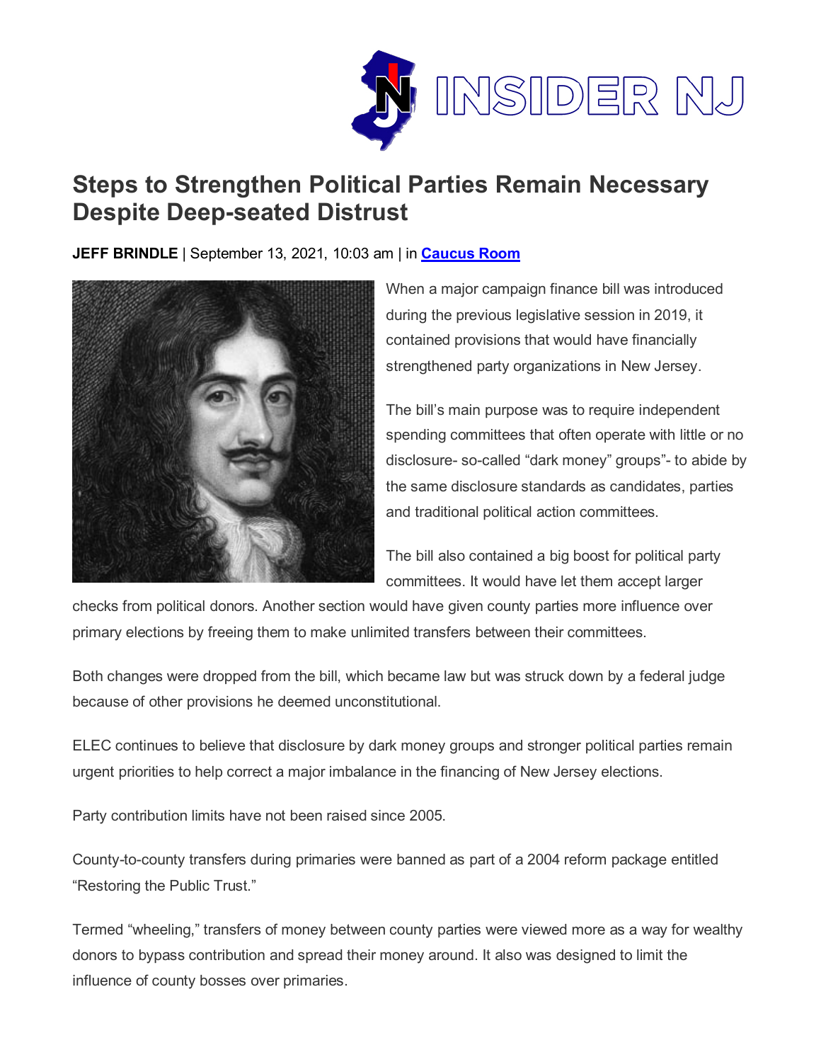# Steps to Strengthen Political Parties Remain Necessary Despite Deep-seated Distrust

**JEFF BRINDLE** | September 13, 2021, 10:03 am | in **Caucus Room**

When a major campaign finance bill was introduced during the previous legislative session in 2019, it contained provisions that would have financially strengthened party organizations in New Jersey.

The bill's main purpose was to require independent spending committees that often operate with little or no disclosure- so-called "dark money" groups"- to abide by the same disclosure standards as candidates, parties and traditional political action committees.

The bill also contained a big boost for political party committees. It would have let them accept larger checks from political donors. Another section would have given county parties more influence over primary elections by freeing them to make unlimited transfers between their committees.

Both changes were dropped from the bill, which became law but was struck down by a federal judge because of other provisions he deemed unconstitutional.

ELEC continues to believe that disclosure by dark money groups and stronger political parties remain urgent priorities to help correct a major imbalance in the financing of New Jersey elections.

Party contribution limits have not been raised since 2005.

County-to-county transfers during primaries were banned as part of a 2004 reform package entitled "Restoring the Public Trust."

Termed "wheeling," transfers of money between county parties were viewed more as a way for wealthy donors to bypass contribution and spread their money around. It also was designed to limit the influence of county bosses over primaries.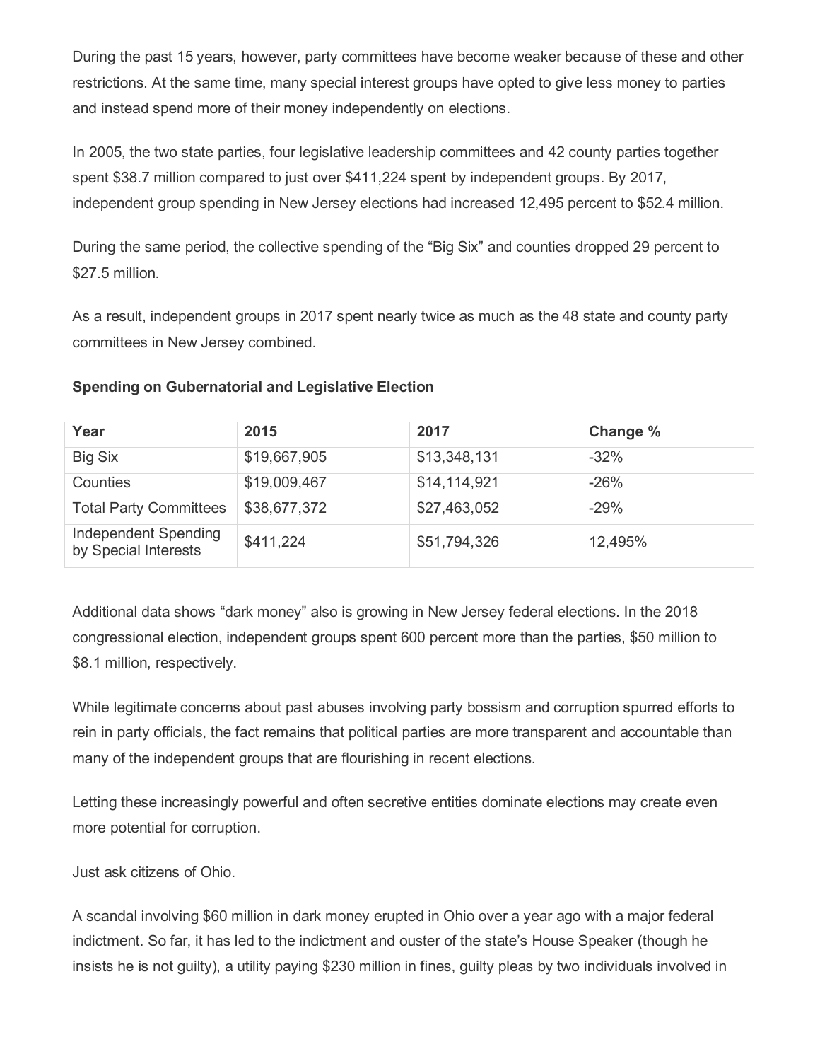During the past 15 years, however, party committees have become weaker because of these and other restrictions. At the same time, many special interest groups have opted to give less money to parties and instead spend more of their money independently on elections.

In 2005, the two state parties, four legislative leadership committees and 42 county parties together spent $38.7 million compared to just over $411,224 spent by independent groups. By 2017, independent group spending in New Jersey elections had increased 12,495 percent to $52.4 million.

During the same period, the collective spending of the "Big Six" and counties dropped 29 percent to $27.5 million.

As a result, independent groups in 2017 spent nearly twice as much as the 48 state and county party committees in New Jersey combined.

**Spending on Gubernatorial and Legislative Election**

| Year | 2015 | 2017 | Change % |
|---|---|---|---|
| Big Six | $19,667,905 | $13,348,131 | -32% |
| Counties | $19,009,467 | $14,114,921 | -26% |
| Total Party Committees | $38,677,372 | $27,463,052 | -29% |
| Independent Spending by Special Interests | $411,224 | $51,794,326 | 12,495% |

Additional data shows "dark money" also is growing in New Jersey federal elections. In the 2018 congressional election, independent groups spent 600 percent more than the parties, $50 million to $8.1 million, respectively.

While legitimate concerns about past abuses involving party bossism and corruption spurred efforts to rein in party officials, the fact remains that political parties are more transparent and accountable than many of the independent groups that are flourishing in recent elections.

Letting these increasingly powerful and often secretive entities dominate elections may create even more potential for corruption.

Just ask citizens of Ohio.

A scandal involving $60 million in dark money erupted in Ohio over a year ago with a major federal indictment. So far, it has led to the indictment and ouster of the state's House Speaker (though he insists he is not guilty), a utility paying $230 million in fines, guilty pleas by two individuals involved in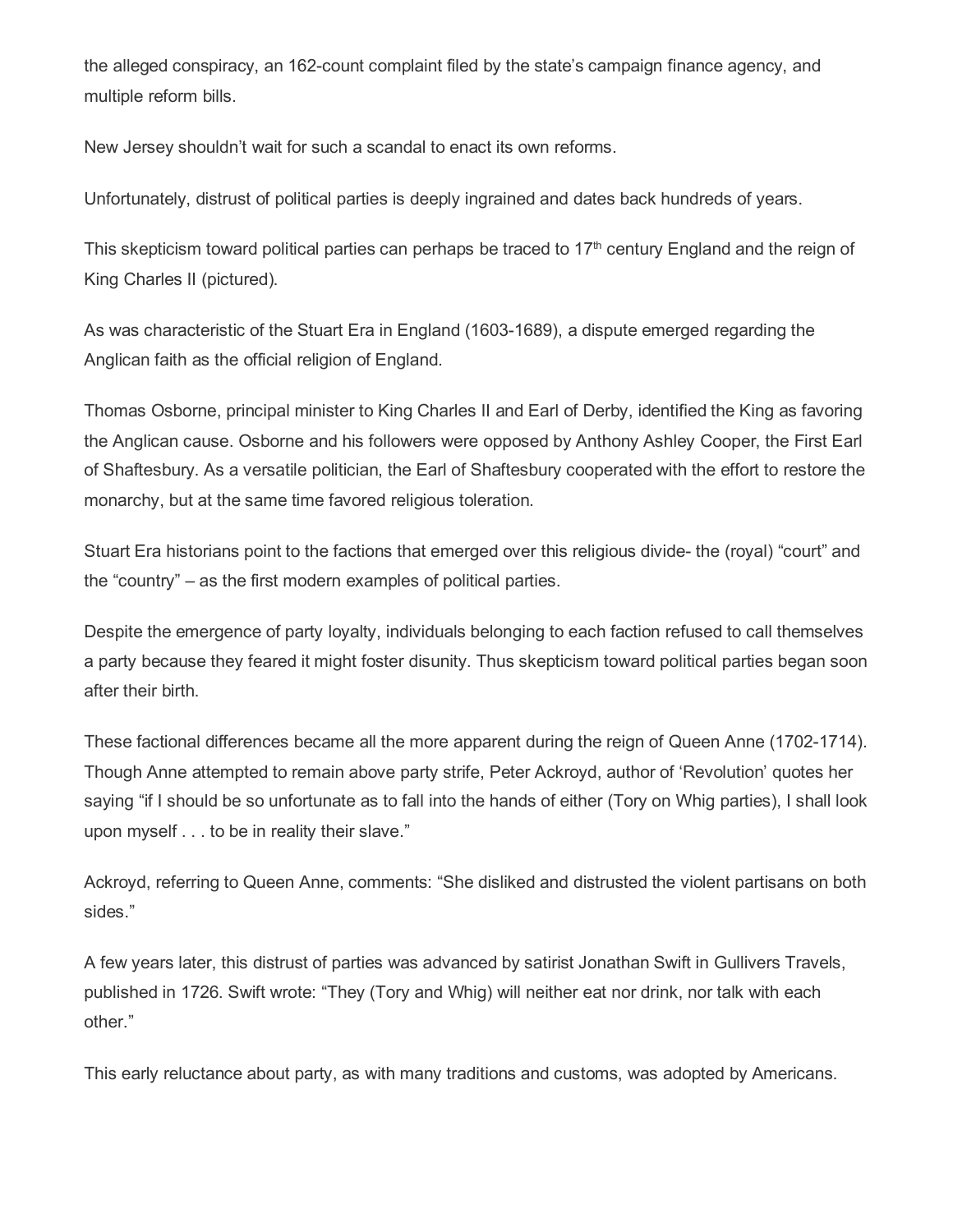the alleged conspiracy, an 162-count complaint filed by the state's campaign finance agency, and multiple reform bills.

New Jersey shouldn't wait for such a scandal to enact its own reforms.

Unfortunately, distrust of political parties is deeply ingrained and dates back hundreds of years.

This skepticism toward political parties can perhaps be traced to 17th century England and the reign of King Charles II (pictured).

As was characteristic of the Stuart Era in England (1603-1689), a dispute emerged regarding the Anglican faith as the official religion of England.

Thomas Osborne, principal minister to King Charles II and Earl of Derby, identified the King as favoring the Anglican cause. Osborne and his followers were opposed by Anthony Ashley Cooper, the First Earl of Shaftesbury. As a versatile politician, the Earl of Shaftesbury cooperated with the effort to restore the monarchy, but at the same time favored religious toleration.

Stuart Era historians point to the factions that emerged over this religious divide- the (royal) "court" and the "country" – as the first modern examples of political parties.

Despite the emergence of party loyalty, individuals belonging to each faction refused to call themselves a party because they feared it might foster disunity. Thus skepticism toward political parties began soon after their birth.

These factional differences became all the more apparent during the reign of Queen Anne (1702-1714). Though Anne attempted to remain above party strife, Peter Ackroyd, author of 'Revolution' quotes her saying "if I should be so unfortunate as to fall into the hands of either (Tory on Whig parties), I shall look upon myself . . . to be in reality their slave."

Ackroyd, referring to Queen Anne, comments: "She disliked and distrusted the violent partisans on both sides."

A few years later, this distrust of parties was advanced by satirist Jonathan Swift in Gullivers Travels, published in 1726. Swift wrote: "They (Tory and Whig) will neither eat nor drink, nor talk with each other."

This early reluctance about party, as with many traditions and customs, was adopted by Americans.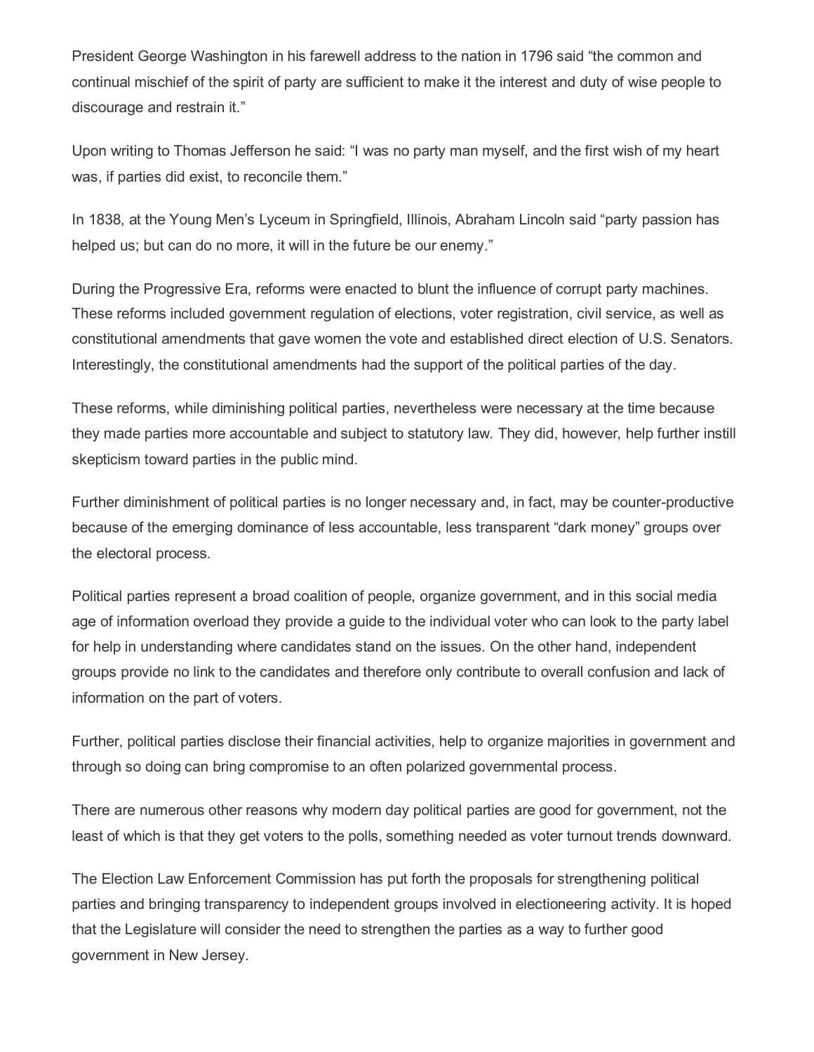President George Washington in his farewell address to the nation in 1796 said "the common and continual mischief of the spirit of party are sufficient to make it the interest and duty of wise people to discourage and restrain it."

Upon writing to Thomas Jefferson he said: "I was no party man myself, and the first wish of my heart was, if parties did exist, to reconcile them."

In 1838, at the Young Men's Lyceum in Springfield, Illinois, Abraham Lincoln said "party passion has helped us; but can do no more, it will in the future be our enemy."

During the Progressive Era, reforms were enacted to blunt the influence of corrupt party machines. These reforms included government regulation of elections, voter registration, civil service, as well as constitutional amendments that gave women the vote and established direct election of U.S. Senators. Interestingly, the constitutional amendments had the support of the political parties of the day.

These reforms, while diminishing political parties, nevertheless were necessary at the time because they made parties more accountable and subject to statutory law. They did, however, help further instill skepticism toward parties in the public mind.

Further diminishment of political parties is no longer necessary and, in fact, may be counter-productive because of the emerging dominance of less accountable, less transparent "dark money" groups over the electoral process.

Political parties represent a broad coalition of people, organize government, and in this social media age of information overload they provide a guide to the individual voter who can look to the party label for help in understanding where candidates stand on the issues. On the other hand, independent groups provide no link to the candidates and therefore only contribute to overall confusion and lack of information on the part of voters.

Further, political parties disclose their financial activities, help to organize majorities in government and through so doing can bring compromise to an often polarized governmental process.

There are numerous other reasons why modern day political parties are good for government, not the least of which is that they get voters to the polls, something needed as voter turnout trends downward.

The Election Law Enforcement Commission has put forth the proposals for strengthening political parties and bringing transparency to independent groups involved in electioneering activity. It is hoped that the Legislature will consider the need to strengthen the parties as a way to further good government in New Jersey.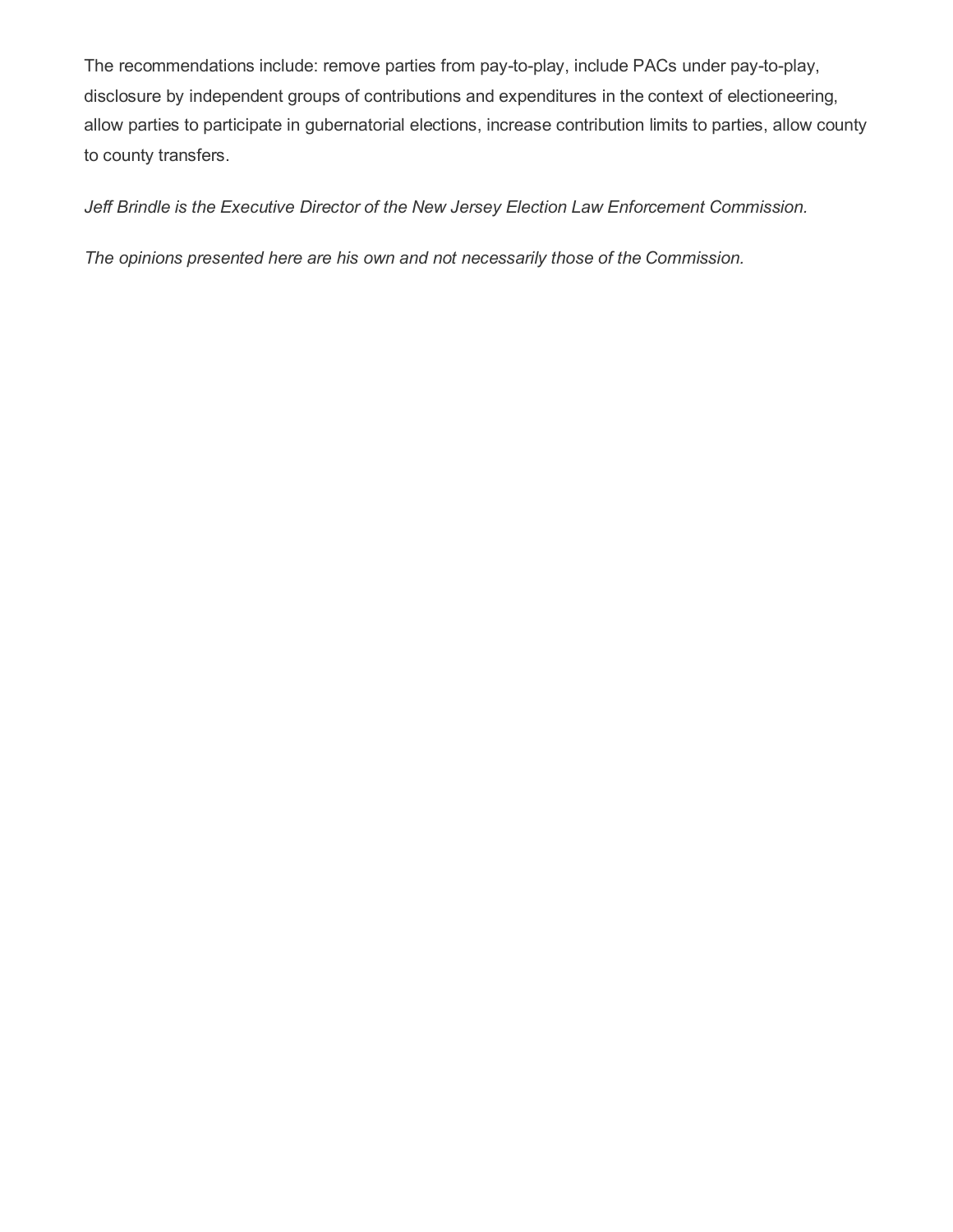The recommendations include: remove parties from pay-to-play, include PACs under pay-to-play, disclosure by independent groups of contributions and expenditures in the context of electioneering, allow parties to participate in gubernatorial elections, increase contribution limits to parties, allow county to county transfers.

*Jeff Brindle is the Executive Director of the New Jersey Election Law Enforcement Commission.*

*The opinions presented here are his own and not necessarily those of the Commission.*